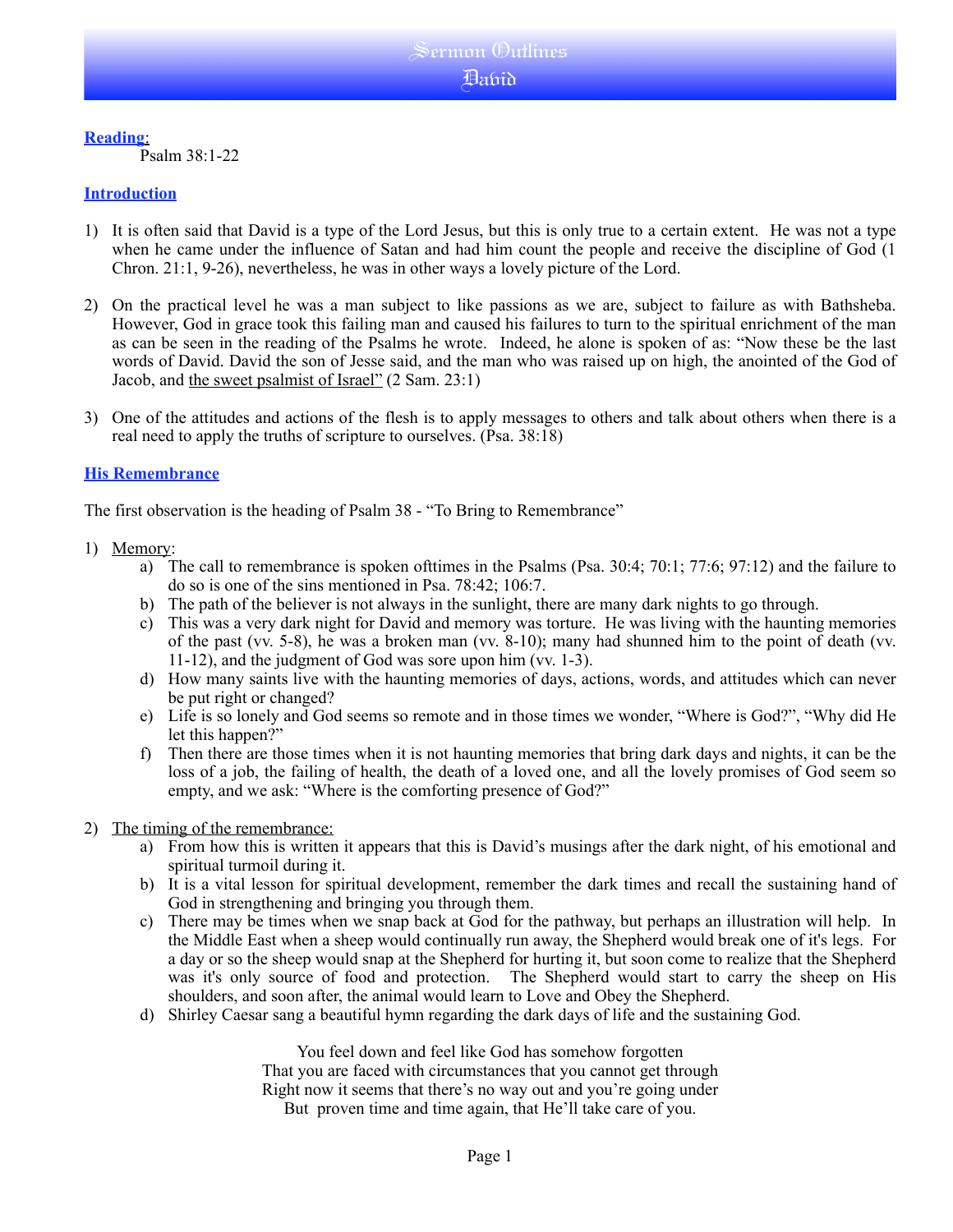# Sermon Outlines
## David

**Reading**:

Psalm 38:1-22

### Introduction

1) It is often said that David is a type of the Lord Jesus, but this is only true to a certain extent. He was not a type when he came under the influence of Satan and had him count the people and receive the discipline of God (1 Chron. 21:1, 9-26), nevertheless, he was in other ways a lovely picture of the Lord.

2) On the practical level he was a man subject to like passions as we are, subject to failure as with Bathsheba. However, God in grace took this failing man and caused his failures to turn to the spiritual enrichment of the man as can be seen in the reading of the Psalms he wrote. Indeed, he alone is spoken of as: "Now these be the last words of David. David the son of Jesse said, and the man who was raised up on high, the anointed of the God of Jacob, and the sweet psalmist of Israel" (2 Sam. 23:1)

3) One of the attitudes and actions of the flesh is to apply messages to others and talk about others when there is a real need to apply the truths of scripture to ourselves. (Psa. 38:18)

### His Remembrance

The first observation is the heading of Psalm 38 - "To Bring to Remembrance"

1) Memory:
   a) The call to remembrance is spoken ofttimes in the Psalms (Psa. 30:4; 70:1; 77:6; 97:12) and the failure to do so is one of the sins mentioned in Psa. 78:42; 106:7.
   b) The path of the believer is not always in the sunlight, there are many dark nights to go through.
   c) This was a very dark night for David and memory was torture. He was living with the haunting memories of the past (vv. 5-8), he was a broken man (vv. 8-10); many had shunned him to the point of death (vv. 11-12), and the judgment of God was sore upon him (vv. 1-3).
   d) How many saints live with the haunting memories of days, actions, words, and attitudes which can never be put right or changed?
   e) Life is so lonely and God seems so remote and in those times we wonder, "Where is God?", "Why did He let this happen?"
   f) Then there are those times when it is not haunting memories that bring dark days and nights, it can be the loss of a job, the failing of health, the death of a loved one, and all the lovely promises of God seem so empty, and we ask: "Where is the comforting presence of God?"

2) The timing of the remembrance:
   a) From how this is written it appears that this is David's musings after the dark night, of his emotional and spiritual turmoil during it.
   b) It is a vital lesson for spiritual development, remember the dark times and recall the sustaining hand of God in strengthening and bringing you through them.
   c) There may be times when we snap back at God for the pathway, but perhaps an illustration will help. In the Middle East when a sheep would continually run away, the Shepherd would break one of it's legs. For a day or so the sheep would snap at the Shepherd for hurting it, but soon come to realize that the Shepherd was it's only source of food and protection. The Shepherd would start to carry the sheep on His shoulders, and soon after, the animal would learn to Love and Obey the Shepherd.
   d) Shirley Caesar sang a beautiful hymn regarding the dark days of life and the sustaining God.

You feel down and feel like God has somehow forgotten
That you are faced with circumstances that you cannot get through
Right now it seems that there's no way out and you're going under
But proven time and time again, that He'll take care of you.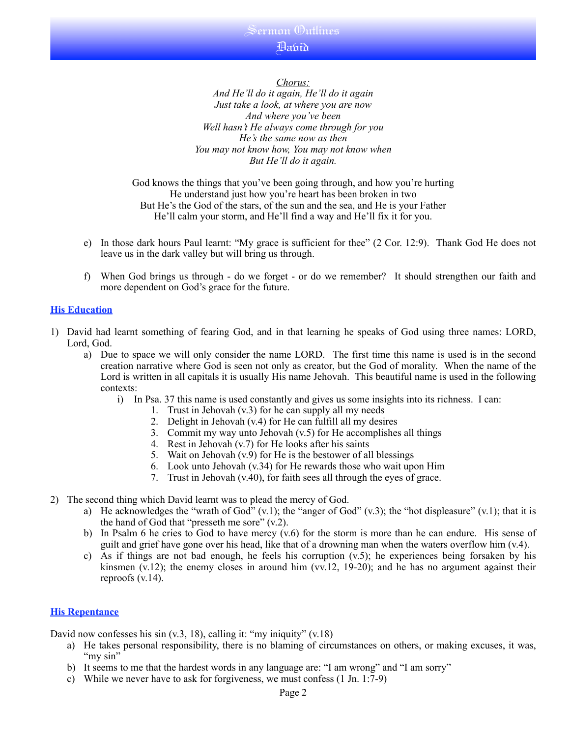*Chorus:*
*And He'll do it again, He'll do it again*
*Just take a look, at where you are now*
*And where you've been*
*Well hasn't He always come through for you*
*He's the same now as then*
*You may not know how, You may not know when*
*But He'll do it again.*

God knows the things that you've been going through, and how you're hurting
He understand just how you're heart has been broken in two
But He's the God of the stars, of the sun and the sea, and He is your Father
He'll calm your storm, and He'll find a way and He'll fix it for you.

e) In those dark hours Paul learnt: "My grace is sufficient for thee" (2 Cor. 12:9). Thank God He does not leave us in the dark valley but will bring us through.

f) When God brings us through - do we forget - or do we remember? It should strengthen our faith and more dependent on God's grace for the future.

## His Education

1) David had learnt something of fearing God, and in that learning he speaks of God using three names: LORD, Lord, God.
   a) Due to space we will only consider the name LORD. The first time this name is used is in the second creation narrative where God is seen not only as creator, but the God of morality. When the name of the Lord is written in all capitals it is usually His name Jehovah. This beautiful name is used in the following contexts:
      i) In Psa. 37 this name is used constantly and gives us some insights into its richness. I can:
         1. Trust in Jehovah (v.3) for he can supply all my needs
         2. Delight in Jehovah (v.4) for He can fulfill all my desires
         3. Commit my way unto Jehovah (v.5) for He accomplishes all things
         4. Rest in Jehovah (v.7) for He looks after his saints
         5. Wait on Jehovah (v.9) for He is the bestower of all blessings
         6. Look unto Jehovah (v.34) for He rewards those who wait upon Him
         7. Trust in Jehovah (v.40), for faith sees all through the eyes of grace.

2) The second thing which David learnt was to plead the mercy of God.
   a) He acknowledges the "wrath of God" (v.1); the "anger of God" (v.3); the "hot displeasure" (v.1); that it is the hand of God that "presseth me sore" (v.2).
   b) In Psalm 6 he cries to God to have mercy (v.6) for the storm is more than he can endure. His sense of guilt and grief have gone over his head, like that of a drowning man when the waters overflow him (v.4).
   c) As if things are not bad enough, he feels his corruption (v.5); he experiences being forsaken by his kinsmen (v.12); the enemy closes in around him (vv.12, 19-20); and he has no argument against their reproofs (v.14).

## His Repentance

David now confesses his sin (v.3, 18), calling it: "my iniquity" (v.18)
   a) He takes personal responsibility, there is no blaming of circumstances on others, or making excuses, it was, "my sin"
   b) It seems to me that the hardest words in any language are: "I am wrong" and "I am sorry"
   c) While we never have to ask for forgiveness, we must confess (1 Jn. 1:7-9)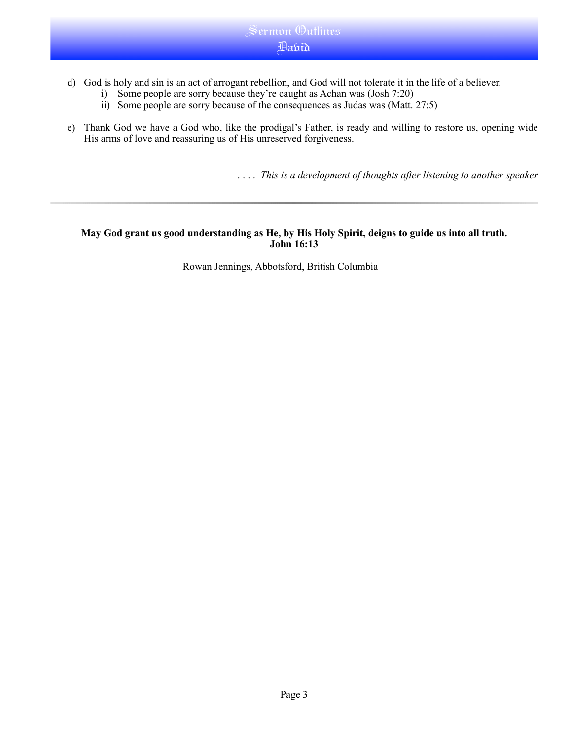d) God is holy and sin is an act of arrogant rebellion, and God will not tolerate it in the life of a believer.
   i) Some people are sorry because they're caught as Achan was (Josh 7:20)
   ii) Some people are sorry because of the consequences as Judas was (Matt. 27:5)

e) Thank God we have a God who, like the prodigal's Father, is ready and willing to restore us, opening wide His arms of love and reassuring us of His unreserved forgiveness.

. . . . *This is a development of thoughts after listening to another speaker*

---

**May God grant us good understanding as He, by His Holy Spirit, deigns to guide us into all truth.**
**John 16:13**

Rowan Jennings, Abbotsford, British Columbia